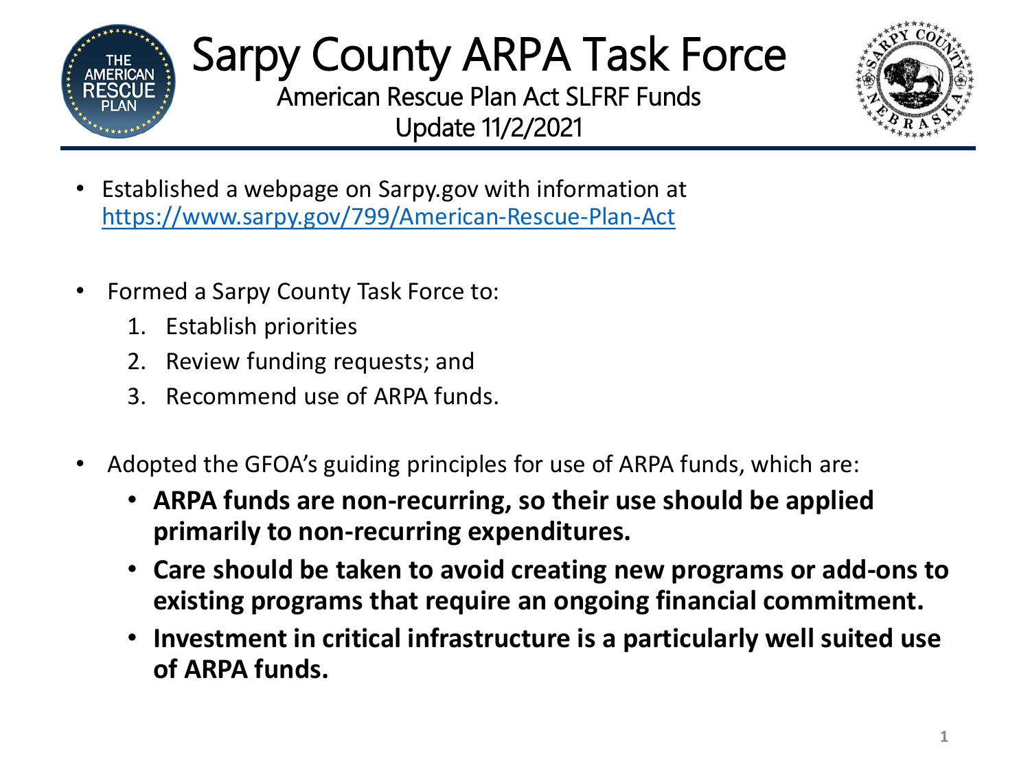# Sarpy County ARPA Task Force

## American Rescue Plan Act SLFRF Funds
## Update 11/2/2021

- Established a webpage on Sarpy.gov with information at https://www.sarpy.gov/799/American-Rescue-Plan-Act

- Formed a Sarpy County Task Force to:
  1. Establish priorities
  2. Review funding requests; and
  3. Recommend use of ARPA funds.

- Adopted the GFOA's guiding principles for use of ARPA funds, which are:
  - **ARPA funds are non-recurring, so their use should be applied primarily to non-recurring expenditures.**
  - **Care should be taken to avoid creating new programs or add-ons to existing programs that require an ongoing financial commitment.**
  - **Investment in critical infrastructure is a particularly well suited use of ARPA funds.**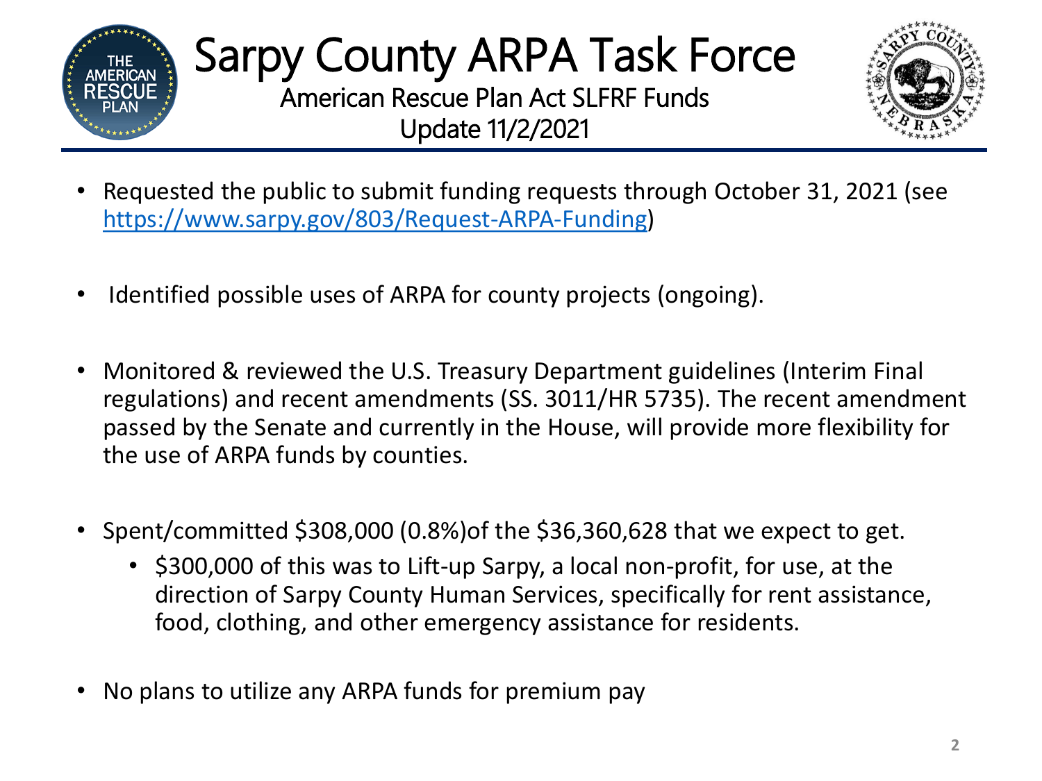# Sarpy County ARPA Task Force

## American Rescue Plan Act SLFRF Funds
## Update 11/2/2021

- Requested the public to submit funding requests through October 31, 2021 (see [https://www.sarpy.gov/803/Request-ARPA-Funding](https://www.sarpy.gov/803/Request-ARPA-Funding))
- Identified possible uses of ARPA for county projects (ongoing).
- Monitored & reviewed the U.S. Treasury Department guidelines (Interim Final regulations) and recent amendments (SS. 3011/HR 5735). The recent amendment passed by the Senate and currently in the House, will provide more flexibility for the use of ARPA funds by counties.
- Spent/committed $308,000 (0.8%)of the $36,360,628 that we expect to get.
  - $300,000 of this was to Lift-up Sarpy, a local non-profit, for use, at the direction of Sarpy County Human Services, specifically for rent assistance, food, clothing, and other emergency assistance for residents.
- No plans to utilize any ARPA funds for premium pay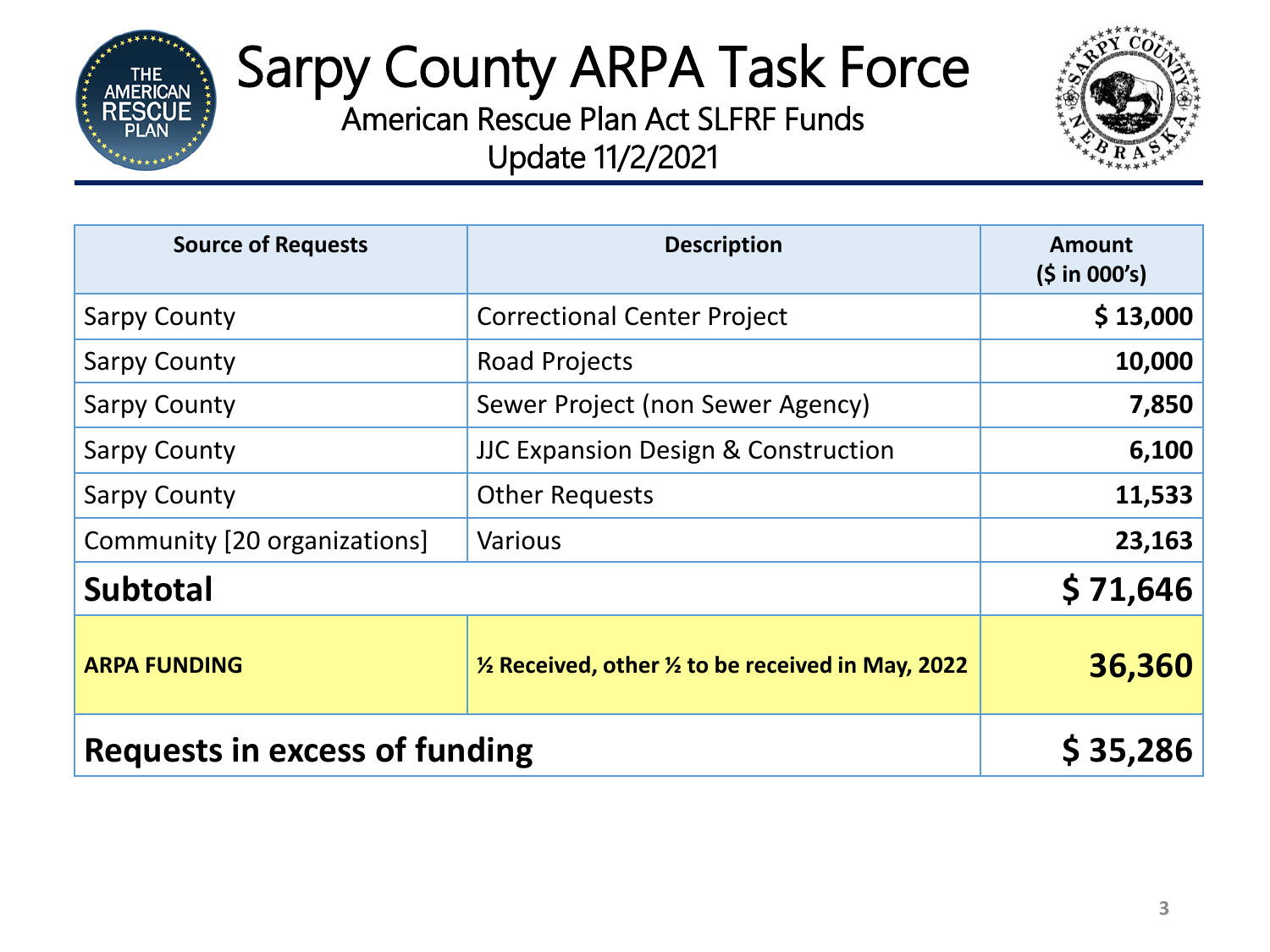# Sarpy County ARPA Task Force

## American Rescue Plan Act SLFRF Funds

Update 11/2/2021

| Source of Requests | Description | Amount ($ in 000's) |
|---|---|---|
| Sarpy County | Correctional Center Project | **$ 13,000** |
| Sarpy County | Road Projects | **10,000** |
| Sarpy County | Sewer Project (non Sewer Agency) | **7,850** |
| Sarpy County | JJC Expansion Design & Construction | **6,100** |
| Sarpy County | Other Requests | **11,533** |
| Community [20 organizations] | Various | **23,163** |
| **Subtotal** | | **$ 71,646** |
| **ARPA FUNDING** | **½ Received, other ½ to be received in May, 2022** | **36,360** |
| **Requests in excess of funding** | | **$ 35,286** |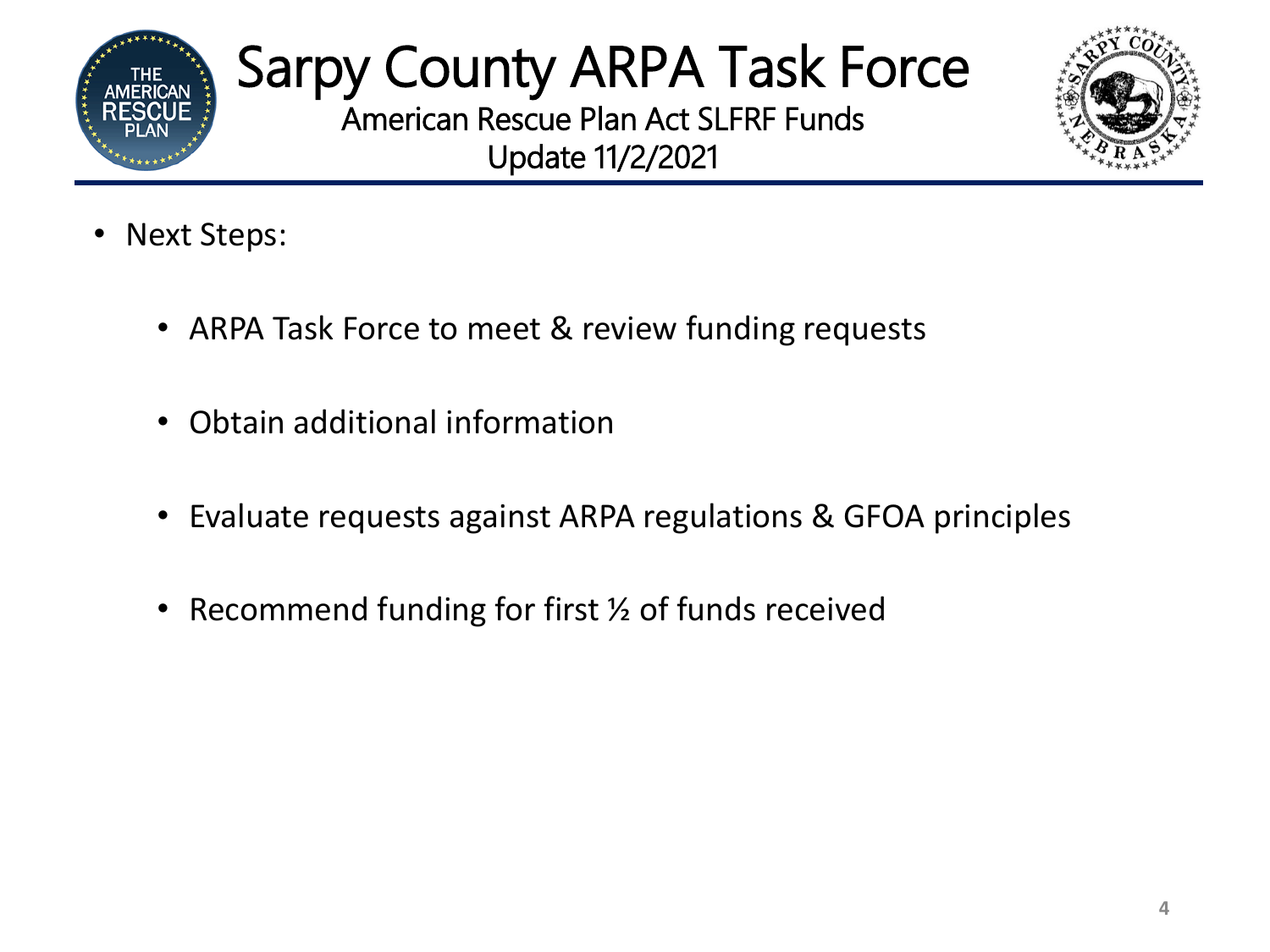# Sarpy County ARPA Task Force

American Rescue Plan Act SLFRF Funds

Update 11/2/2021

- Next Steps:
  - ARPA Task Force to meet & review funding requests
  - Obtain additional information
  - Evaluate requests against ARPA regulations & GFOA principles
  - Recommend funding for first ½ of funds received